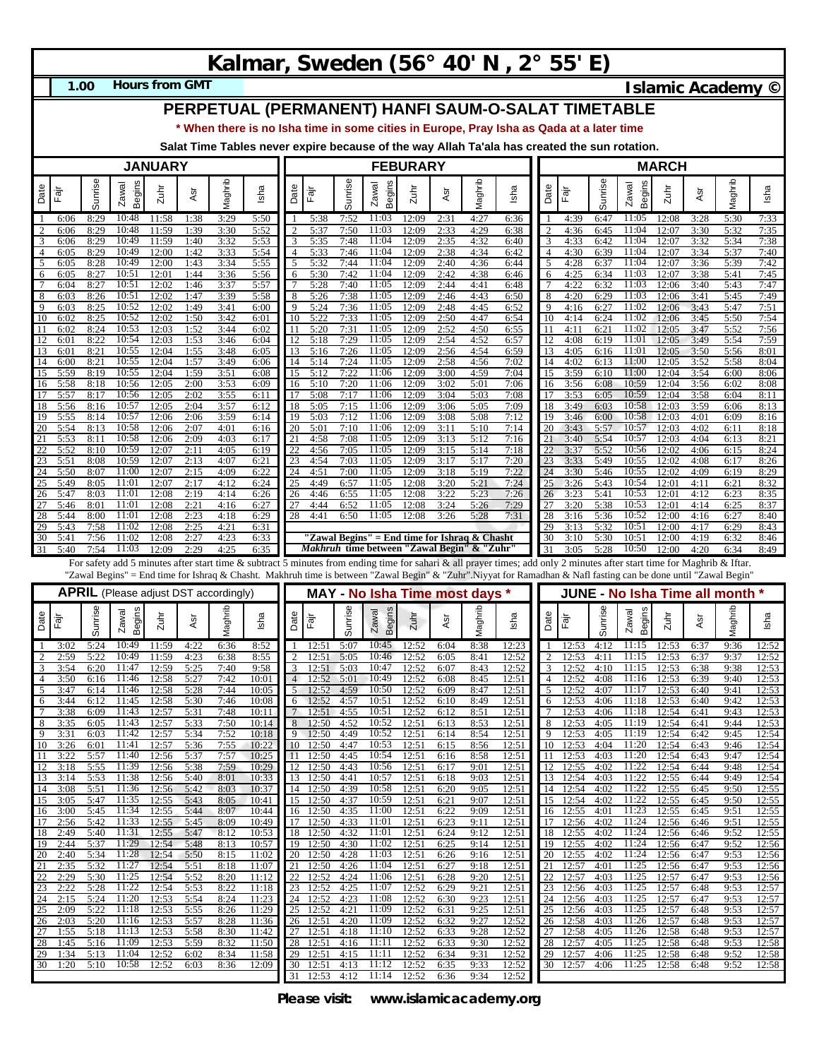# Kalmar, Sweden (56° 40' N , 2° 55' E)

**1.00 Hours from GMT** — **Islamic Academy ©**

## PERPETUAL (PERMANENT) HANFI SAUM-O-SALAT TIMETABLE

**\* When there is no Isha time in some cities in Europe, Pray Isha as Qada at a later time**

**Salat Time Tables never expire because of the way Allah Ta'ala has created the sun rotation.**

### JANUARY

| Date | Fajr | Sunrise | Zawal Begins | Zuhr | Asr | Maghrib | Isha |
|---|---|---|---|---|---|---|---|
| 1 | 6:06 | 8:29 | 10:48 | 11:58 | 1:38 | 3:29 | 5:50 |
| 2 | 6:06 | 8:29 | 10:48 | 11:59 | 1:39 | 3:30 | 5:52 |
| 3 | 6:06 | 8:29 | 10:49 | 11:59 | 1:40 | 3:32 | 5:53 |
| 4 | 6:05 | 8:29 | 10:49 | 12:00 | 1:42 | 3:33 | 5:54 |
| 5 | 6:05 | 8:28 | 10:49 | 12:00 | 1:43 | 3:34 | 5:55 |
| 6 | 6:05 | 8:27 | 10:51 | 12:01 | 1:44 | 3:36 | 5:56 |
| 7 | 6:04 | 8:27 | 10:51 | 12:02 | 1:46 | 3:37 | 5:57 |
| 8 | 6:03 | 8:26 | 10:51 | 12:02 | 1:47 | 3:39 | 5:58 |
| 9 | 6:03 | 8:25 | 10:52 | 12:02 | 1:49 | 3:41 | 6:00 |
| 10 | 6:02 | 8:25 | 10:52 | 12:02 | 1:50 | 3:42 | 6:01 |
| 11 | 6:02 | 8:24 | 10:53 | 12:03 | 1:52 | 3:44 | 6:02 |
| 12 | 6:01 | 8:22 | 10:54 | 12:03 | 1:53 | 3:46 | 6:04 |
| 13 | 6:01 | 8:21 | 10:55 | 12:04 | 1:55 | 3:48 | 6:05 |
| 14 | 6:00 | 8:21 | 10:55 | 12:04 | 1:57 | 3:49 | 6:06 |
| 15 | 5:59 | 8:19 | 10:55 | 12:04 | 1:59 | 3:51 | 6:08 |
| 16 | 5:58 | 8:18 | 10:56 | 12:05 | 2:00 | 3:53 | 6:09 |
| 17 | 5:57 | 8:17 | 10:56 | 12:05 | 2:02 | 3:55 | 6:11 |
| 18 | 5:56 | 8:16 | 10:57 | 12:05 | 2:04 | 3:57 | 6:12 |
| 19 | 5:55 | 8:14 | 10:57 | 12:06 | 2:06 | 3:59 | 6:14 |
| 20 | 5:54 | 8:13 | 10:58 | 12:06 | 2:07 | 4:01 | 6:16 |
| 21 | 5:53 | 8:11 | 10:58 | 12:06 | 2:09 | 4:03 | 6:17 |
| 22 | 5:52 | 8:10 | 10:59 | 12:07 | 2:11 | 4:05 | 6:19 |
| 23 | 5:51 | 8:08 | 10:59 | 12:07 | 2:13 | 4:07 | 6:21 |
| 24 | 5:50 | 8:07 | 11:00 | 12:07 | 2:15 | 4:09 | 6:22 |
| 25 | 5:49 | 8:05 | 11:01 | 12:07 | 2:17 | 4:12 | 6:24 |
| 26 | 5:47 | 8:03 | 11:01 | 12:08 | 2:19 | 4:14 | 6:26 |
| 27 | 5:46 | 8:01 | 11:01 | 12:08 | 2:21 | 4:16 | 6:27 |
| 28 | 5:44 | 8:00 | 11:01 | 12:08 | 2:23 | 4:18 | 6:29 |
| 29 | 5:43 | 7:58 | 11:02 | 12:08 | 2:25 | 4:21 | 6:31 |
| 30 | 5:41 | 7:56 | 11:02 | 12:08 | 2:27 | 4:23 | 6:33 |
| 31 | 5:40 | 7:54 | 11:03 | 12:09 | 2:29 | 4:25 | 6:35 |

### FEBURARY

| Date | Fajr | Sunrise | Zawal Begins | Zuhr | Asr | Maghrib | Isha |
|---|---|---|---|---|---|---|---|
| 1 | 5:38 | 7:52 | 11:03 | 12:09 | 2:31 | 4:27 | 6:36 |
| 2 | 5:37 | 7:50 | 11:03 | 12:09 | 2:33 | 4:29 | 6:38 |
| 3 | 5:35 | 7:48 | 11:04 | 12:09 | 2:35 | 4:32 | 6:40 |
| 4 | 5:33 | 7:46 | 11:04 | 12:09 | 2:38 | 4:34 | 6:42 |
| 5 | 5:32 | 7:44 | 11:04 | 12:09 | 2:40 | 4:36 | 6:44 |
| 6 | 5:30 | 7:42 | 11:04 | 12:09 | 2:42 | 4:38 | 6:46 |
| 7 | 5:28 | 7:40 | 11:05 | 12:09 | 2:44 | 4:41 | 6:48 |
| 8 | 5:26 | 7:38 | 11:05 | 12:09 | 2:46 | 4:43 | 6:50 |
| 9 | 5:24 | 7:36 | 11:05 | 12:09 | 2:48 | 4:45 | 6:52 |
| 10 | 5:22 | 7:33 | 11:05 | 12:09 | 2:50 | 4:47 | 6:54 |
| 11 | 5:20 | 7:31 | 11:05 | 12:09 | 2:52 | 4:50 | 6:55 |
| 12 | 5:18 | 7:29 | 11:05 | 12:09 | 2:54 | 4:52 | 6:57 |
| 13 | 5:16 | 7:26 | 11:05 | 12:09 | 2:56 | 4:54 | 6:59 |
| 14 | 5:14 | 7:24 | 11:05 | 12:09 | 2:58 | 4:56 | 7:02 |
| 15 | 5:12 | 7:22 | 11:06 | 12:09 | 3:00 | 4:59 | 7:04 |
| 16 | 5:10 | 7:20 | 11:06 | 12:09 | 3:02 | 5:01 | 7:06 |
| 17 | 5:08 | 7:17 | 11:06 | 12:09 | 3:04 | 5:03 | 7:08 |
| 18 | 5:05 | 7:15 | 11:06 | 12:09 | 3:06 | 5:05 | 7:09 |
| 19 | 5:03 | 7:12 | 11:06 | 12:09 | 3:08 | 5:08 | 7:12 |
| 20 | 5:01 | 7:10 | 11:06 | 12:09 | 3:11 | 5:10 | 7:14 |
| 21 | 4:58 | 7:08 | 11:05 | 12:09 | 3:13 | 5:12 | 7:16 |
| 22 | 4:56 | 7:05 | 11:05 | 12:09 | 3:15 | 5:14 | 7:18 |
| 23 | 4:54 | 7:03 | 11:05 | 12:09 | 3:17 | 5:17 | 7:20 |
| 24 | 4:51 | 7:00 | 11:05 | 12:09 | 3:18 | 5:19 | 7:22 |
| 25 | 4:49 | 6:57 | 11:05 | 12:08 | 3:20 | 5:21 | 7:24 |
| 26 | 4:46 | 6:55 | 11:05 | 12:08 | 3:22 | 5:23 | 7:26 |
| 27 | 4:44 | 6:52 | 11:05 | 12:08 | 3:24 | 5:26 | 7:29 |
| 28 | 4:41 | 6:50 | 11:05 | 12:08 | 3:26 | 5:28 | 7:31 |

**"Zawal Begins" = End time for Ishraq & Chasht**
***Makhruh* time between "Zawal Begin" & "Zuhr"**

### MARCH

| Date | Fajr | Sunrise | Zawal Begins | Zuhr | Asr | Maghrib | Isha |
|---|---|---|---|---|---|---|---|
| 1 | 4:39 | 6:47 | 11:05 | 12:08 | 3:28 | 5:30 | 7:33 |
| 2 | 4:36 | 6:45 | 11:04 | 12:07 | 3:30 | 5:32 | 7:35 |
| 3 | 4:33 | 6:42 | 11:04 | 12:07 | 3:32 | 5:34 | 7:38 |
| 4 | 4:30 | 6:39 | 11:04 | 12:07 | 3:34 | 5:37 | 7:40 |
| 5 | 4:28 | 6:37 | 11:04 | 12:07 | 3:36 | 5:39 | 7:42 |
| 6 | 4:25 | 6:34 | 11:03 | 12:07 | 3:38 | 5:41 | 7:45 |
| 7 | 4:22 | 6:32 | 11:03 | 12:06 | 3:40 | 5:43 | 7:47 |
| 8 | 4:20 | 6:29 | 11:03 | 12:06 | 3:41 | 5:45 | 7:49 |
| 9 | 4:16 | 6:27 | 11:02 | 12:06 | 3:43 | 5:47 | 7:51 |
| 10 | 4:14 | 6:24 | 11:02 | 12:06 | 3:45 | 5:50 | 7:54 |
| 11 | 4:11 | 6:21 | 11:02 | 12:05 | 3:47 | 5:52 | 7:56 |
| 12 | 4:08 | 6:19 | 11:01 | 12:05 | 3:49 | 5:54 | 7:59 |
| 13 | 4:05 | 6:16 | 11:01 | 12:05 | 3:50 | 5:56 | 8:01 |
| 14 | 4:02 | 6:13 | 11:00 | 12:05 | 3:52 | 5:58 | 8:04 |
| 15 | 3:59 | 6:10 | 11:00 | 12:04 | 3:54 | 6:00 | 8:06 |
| 16 | 3:56 | 6:08 | 10:59 | 12:04 | 3:56 | 6:02 | 8:08 |
| 17 | 3:53 | 6:05 | 10:59 | 12:04 | 3:58 | 6:04 | 8:11 |
| 18 | 3:49 | 6:03 | 10:58 | 12:03 | 3:59 | 6:06 | 8:13 |
| 19 | 3:46 | 6:00 | 10:58 | 12:03 | 4:01 | 6:09 | 8:16 |
| 20 | 3:43 | 5:57 | 10:57 | 12:03 | 4:02 | 6:11 | 8:18 |
| 21 | 3:40 | 5:54 | 10:57 | 12:03 | 4:04 | 6:13 | 8:21 |
| 22 | 3:37 | 5:52 | 10:56 | 12:02 | 4:06 | 6:15 | 8:24 |
| 23 | 3:33 | 5:49 | 10:55 | 12:02 | 4:08 | 6:17 | 8:26 |
| 24 | 3:30 | 5:46 | 10:55 | 12:02 | 4:09 | 6:19 | 8:29 |
| 25 | 3:26 | 5:43 | 10:54 | 12:01 | 4:11 | 6:21 | 8:32 |
| 26 | 3:23 | 5:41 | 10:53 | 12:01 | 4:12 | 6:23 | 8:35 |
| 27 | 3:20 | 5:38 | 10:53 | 12:01 | 4:14 | 6:25 | 8:37 |
| 28 | 3:16 | 5:36 | 10:52 | 12:00 | 4:16 | 6:27 | 8:40 |
| 29 | 3:13 | 5:32 | 10:51 | 12:00 | 4:17 | 6:29 | 8:43 |
| 30 | 3:10 | 5:30 | 10:51 | 12:00 | 4:19 | 6:32 | 8:46 |
| 31 | 3:05 | 5:28 | 10:50 | 12:00 | 4:20 | 6:34 | 8:49 |

For safety add 5 minutes after start time & subtract 5 minutes from ending time for sahari & all prayer times; add only 2 minutes after start time for Maghrib & Iftar.
"Zawal Begins" = End time for Ishraq & Chasht. Makhruh time is between "Zawal Begin" & "Zuhr".Niyyat for Ramadhan & Nafl fasting can be done until "Zawal Begin"

### APRIL (Please adjust DST accordingly)

| Date | Fajr | Sunrise | Zawal Begins | Zuhr | Asr | Maghrib | Isha |
|---|---|---|---|---|---|---|---|
| 1 | 3:02 | 5:24 | 10:49 | 11:59 | 4:22 | 6:36 | 8:52 |
| 2 | 2:59 | 5:22 | 10:49 | 11:59 | 4:23 | 6:38 | 8:55 |
| 3 | 3:54 | 6:20 | 11:47 | 12:59 | 5:25 | 7:40 | 9:58 |
| 4 | 3:50 | 6:16 | 11:46 | 12:58 | 5:27 | 7:42 | 10:01 |
| 5 | 3:47 | 6:14 | 11:46 | 12:58 | 5:28 | 7:44 | 10:05 |
| 6 | 3:44 | 6:12 | 11:45 | 12:58 | 5:30 | 7:46 | 10:08 |
| 7 | 3:38 | 6:09 | 11:43 | 12:57 | 5:31 | 7:48 | 10:11 |
| 8 | 3:35 | 6:05 | 11:43 | 12:57 | 5:33 | 7:50 | 10:14 |
| 9 | 3:31 | 6:03 | 11:42 | 12:57 | 5:34 | 7:52 | 10:18 |
| 10 | 3:26 | 6:01 | 11:41 | 12:57 | 5:36 | 7:55 | 10:22 |
| 11 | 3:22 | 5:57 | 11:40 | 12:56 | 5:37 | 7:57 | 10:25 |
| 12 | 3:18 | 5:55 | 11:39 | 12:56 | 5:38 | 7:59 | 10:29 |
| 13 | 3:14 | 5:53 | 11:38 | 12:56 | 5:40 | 8:01 | 10:33 |
| 14 | 3:08 | 5:51 | 11:36 | 12:56 | 5:42 | 8:03 | 10:37 |
| 15 | 3:05 | 5:47 | 11:35 | 12:55 | 5:43 | 8:05 | 10:41 |
| 16 | 3:00 | 5:45 | 11:34 | 12:55 | 5:44 | 8:07 | 10:44 |
| 17 | 2:56 | 5:42 | 11:33 | 12:55 | 5:45 | 8:09 | 10:49 |
| 18 | 2:49 | 5:40 | 11:31 | 12:55 | 5:47 | 8:12 | 10:53 |
| 19 | 2:44 | 5:37 | 11:29 | 12:54 | 5:48 | 8:13 | 10:57 |
| 20 | 2:40 | 5:34 | 11:28 | 12:54 | 5:50 | 8:15 | 11:02 |
| 21 | 2:35 | 5:32 | 11:27 | 12:54 | 5:51 | 8:18 | 11:07 |
| 22 | 2:29 | 5:30 | 11:25 | 12:54 | 5:52 | 8:20 | 11:12 |
| 23 | 2:22 | 5:28 | 11:22 | 12:54 | 5:53 | 8:22 | 11:18 |
| 24 | 2:15 | 5:24 | 11:20 | 12:53 | 5:54 | 8:24 | 11:23 |
| 25 | 2:09 | 5:22 | 11:18 | 12:53 | 5:55 | 8:26 | 11:29 |
| 26 | 2:03 | 5:20 | 11:16 | 12:53 | 5:57 | 8:28 | 11:36 |
| 27 | 1:55 | 5:18 | 11:13 | 12:53 | 5:58 | 8:30 | 11:42 |
| 28 | 1:45 | 5:16 | 11:09 | 12:53 | 5:59 | 8:32 | 11:50 |
| 29 | 1:34 | 5:13 | 11:04 | 12:52 | 6:02 | 8:34 | 11:58 |
| 30 | 1:20 | 5:10 | 10:58 | 12:52 | 6:03 | 8:36 | 12:09 |

### MAY - No Isha Time most days *

| Date | Fajr | Sunrise | Zawal Begins | Zuhr | Asr | Maghrib | Isha |
|---|---|---|---|---|---|---|---|
| 1 | 12:51 | 5:07 | 10:45 | 12:52 | 6:04 | 8:38 | 12:23 |
| 2 | 12:51 | 5:05 | 10:46 | 12:52 | 6:05 | 8:41 | 12:52 |
| 3 | 12:51 | 5:03 | 10:47 | 12:52 | 6:07 | 8:43 | 12:52 |
| 4 | 12:52 | 5:01 | 10:49 | 12:52 | 6:08 | 8:45 | 12:51 |
| 5 | 12:52 | 4:59 | 10:50 | 12:52 | 6:09 | 8:47 | 12:51 |
| 6 | 12:52 | 4:57 | 10:51 | 12:52 | 6:10 | 8:49 | 12:51 |
| 7 | 12:51 | 4:55 | 10:51 | 12:52 | 6:12 | 8:51 | 12:51 |
| 8 | 12:50 | 4:52 | 10:52 | 12:51 | 6:13 | 8:53 | 12:51 |
| 9 | 12:50 | 4:49 | 10:52 | 12:51 | 6:14 | 8:54 | 12:51 |
| 10 | 12:50 | 4:47 | 10:53 | 12:51 | 6:15 | 8:56 | 12:51 |
| 11 | 12:50 | 4:45 | 10:54 | 12:51 | 6:16 | 8:58 | 12:51 |
| 12 | 12:50 | 4:43 | 10:56 | 12:51 | 6:17 | 9:01 | 12:51 |
| 13 | 12:50 | 4:41 | 10:57 | 12:51 | 6:18 | 9:03 | 12:51 |
| 14 | 12:50 | 4:39 | 10:58 | 12:51 | 6:20 | 9:05 | 12:51 |
| 15 | 12:50 | 4:37 | 10:59 | 12:51 | 6:21 | 9:07 | 12:51 |
| 16 | 12:50 | 4:35 | 11:00 | 12:51 | 6:22 | 9:09 | 12:51 |
| 17 | 12:50 | 4:33 | 11:01 | 12:51 | 6:23 | 9:11 | 12:51 |
| 18 | 12:50 | 4:32 | 11:01 | 12:51 | 6:24 | 9:12 | 12:51 |
| 19 | 12:50 | 4:30 | 11:02 | 12:51 | 6:25 | 9:14 | 12:51 |
| 20 | 12:50 | 4:28 | 11:03 | 12:51 | 6:26 | 9:16 | 12:51 |
| 21 | 12:51 | 4:26 | 11:04 | 12:51 | 6:27 | 9:18 | 12:51 |
| 22 | 12:52 | 4:24 | 11:06 | 12:51 | 6:28 | 9:20 | 12:51 |
| 23 | 12:52 | 4:25 | 11:07 | 12:52 | 6:29 | 9:21 | 12:51 |
| 24 | 12:52 | 4:23 | 11:08 | 12:52 | 6:30 | 9:23 | 12:51 |
| 25 | 12:52 | 4:21 | 11:09 | 12:52 | 6:31 | 9:25 | 12:51 |
| 26 | 12:51 | 4:20 | 11:09 | 12:52 | 6:32 | 9:27 | 12:52 |
| 27 | 12:51 | 4:18 | 11:10 | 12:52 | 6:33 | 9:28 | 12:52 |
| 28 | 12:51 | 4:16 | 11:11 | 12:52 | 6:33 | 9:30 | 12:52 |
| 29 | 12:51 | 4:15 | 11:11 | 12:52 | 6:34 | 9:31 | 12:52 |
| 30 | 12:51 | 4:13 | 11:12 | 12:52 | 6:35 | 9:33 | 12:52 |
| 31 | 12:53 | 4:12 | 11:14 | 12:52 | 6:36 | 9:34 | 12:52 |

### JUNE - No Isha Time all month *

| Date | Fajr | Sunrise | Zawal Begins | Zuhr | Asr | Maghrib | Isha |
|---|---|---|---|---|---|---|---|
| 1 | 12:53 | 4:12 | 11:15 | 12:53 | 6:37 | 9:36 | 12:52 |
| 2 | 12:53 | 4:11 | 11:15 | 12:53 | 6:37 | 9:37 | 12:52 |
| 3 | 12:52 | 4:10 | 11:15 | 12:53 | 6:38 | 9:38 | 12:53 |
| 4 | 12:53 | 4:08 | 11:16 | 12:53 | 6:39 | 9:40 | 12:53 |
| 5 | 12:52 | 4:07 | 11:17 | 12:53 | 6:40 | 9:41 | 12:53 |
| 6 | 12:53 | 4:06 | 11:18 | 12:53 | 6:40 | 9:42 | 12:53 |
| 7 | 12:53 | 4:06 | 11:18 | 12:53 | 6:41 | 9:43 | 12:53 |
| 8 | 12:53 | 4:05 | 11:19 | 12:54 | 6:41 | 9:44 | 12:53 |
| 9 | 12:53 | 4:05 | 11:19 | 12:54 | 6:42 | 9:45 | 12:54 |
| 10 | 12:53 | 4:04 | 11:20 | 12:54 | 6:43 | 9:46 | 12:54 |
| 11 | 12:53 | 4:03 | 11:20 | 12:54 | 6:43 | 9:47 | 12:54 |
| 12 | 12:55 | 4:02 | 11:22 | 12:54 | 6:44 | 9:48 | 12:54 |
| 13 | 12:54 | 4:03 | 11:22 | 12:55 | 6:44 | 9:49 | 12:54 |
| 14 | 12:54 | 4:02 | 11:22 | 12:55 | 6:45 | 9:50 | 12:55 |
| 15 | 12:54 | 4:02 | 11:22 | 12:55 | 6:45 | 9:50 | 12:55 |
| 16 | 12:55 | 4:01 | 11:23 | 12:55 | 6:45 | 9:51 | 12:55 |
| 17 | 12:56 | 4:02 | 11:24 | 12:56 | 6:46 | 9:51 | 12:55 |
| 18 | 12:55 | 4:02 | 11:24 | 12:56 | 6:46 | 9:52 | 12:55 |
| 19 | 12:55 | 4:02 | 11:24 | 12:56 | 6:47 | 9:52 | 12:56 |
| 20 | 12:55 | 4:02 | 11:24 | 12:56 | 6:47 | 9:53 | 12:56 |
| 21 | 12:57 | 4:01 | 11:25 | 12:56 | 6:47 | 9:53 | 12:56 |
| 22 | 12:57 | 4:03 | 11:25 | 12:57 | 6:47 | 9:53 | 12:56 |
| 23 | 12:56 | 4:03 | 11:25 | 12:57 | 6:48 | 9:53 | 12:57 |
| 24 | 12:56 | 4:03 | 11:25 | 12:57 | 6:47 | 9:53 | 12:57 |
| 25 | 12:56 | 4:03 | 11:25 | 12:57 | 6:48 | 9:53 | 12:57 |
| 26 | 12:58 | 4:03 | 11:26 | 12:57 | 6:48 | 9:53 | 12:57 |
| 27 | 12:58 | 4:05 | 11:26 | 12:58 | 6:48 | 9:53 | 12:57 |
| 28 | 12:57 | 4:05 | 11:25 | 12:58 | 6:48 | 9:53 | 12:58 |
| 29 | 12:57 | 4:06 | 11:25 | 12:58 | 6:48 | 9:52 | 12:58 |
| 30 | 12:57 | 4:06 | 11:25 | 12:58 | 6:48 | 9:52 | 12:58 |

**Please visit: www.islamicacademy.org**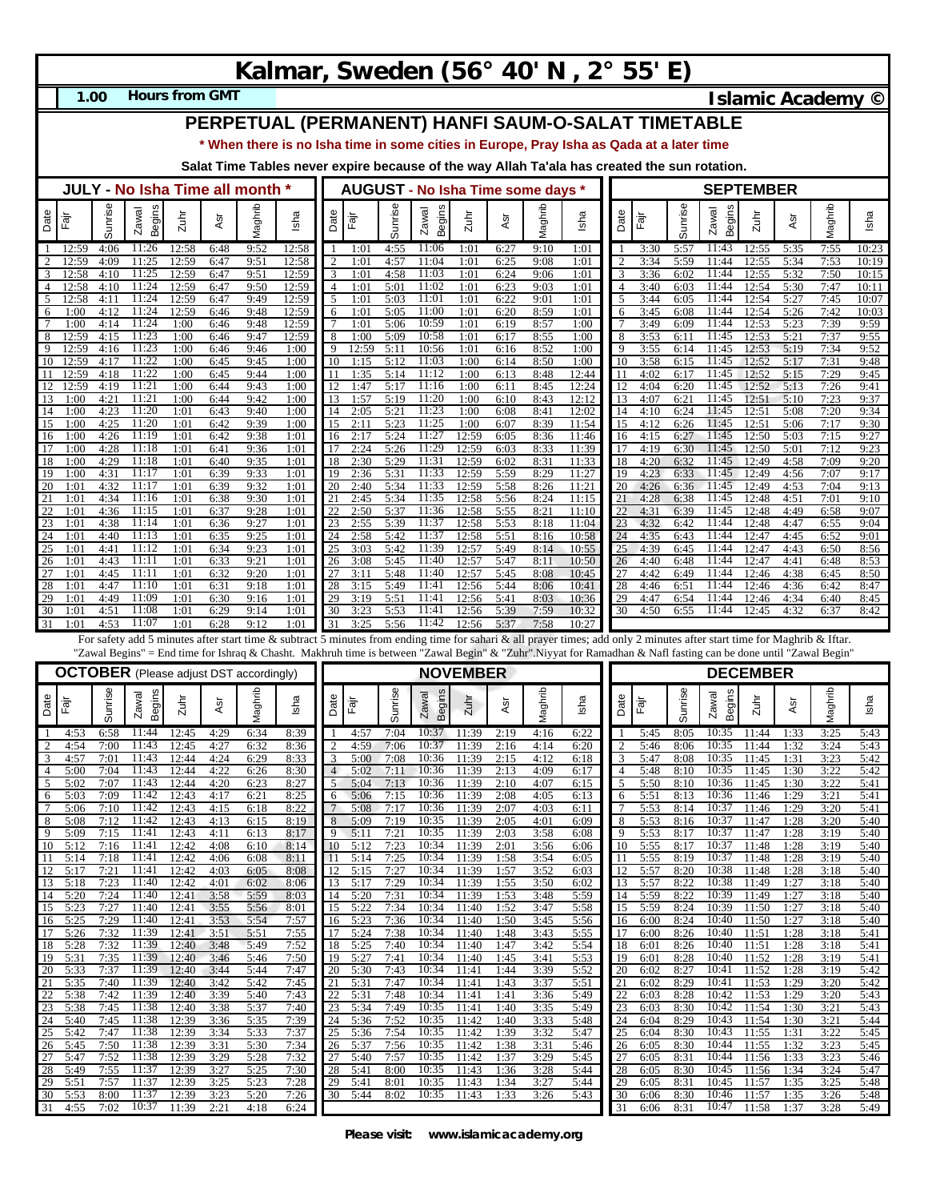# Kalmar, Sweden (56° 40' N , 2° 55' E)

**1.00 Hours from GMT** — **Islamic Academy ©**

## PERPETUAL (PERMANENT) HANFI SAUM-O-SALAT TIMETABLE

*** When there is no Isha time in some cities in Europe, Pray Isha as Qada at a later time**

**Salat Time Tables never expire because of the way Allah Ta'ala has created the sun rotation.**

### JULY - No Isha Time all month *

| Date | Fajr | Sunrise | Zawal Begins | Zuhr | Asr | Maghrib | Isha |
|---|---|---|---|---|---|---|---|
| 1 | 12:59 | 4:06 | 11:26 | 12:58 | 6:48 | 9:52 | 12:58 |
| 2 | 12:59 | 4:09 | 11:25 | 12:59 | 6:47 | 9:51 | 12:58 |
| 3 | 12:58 | 4:10 | 11:25 | 12:59 | 6:47 | 9:51 | 12:59 |
| 4 | 12:58 | 4:10 | 11:24 | 12:59 | 6:47 | 9:50 | 12:59 |
| 5 | 12:58 | 4:11 | 11:24 | 12:59 | 6:47 | 9:49 | 12:59 |
| 6 | 1:00 | 4:12 | 11:24 | 12:59 | 6:46 | 9:48 | 12:59 |
| 7 | 1:00 | 4:14 | 11:24 | 1:00 | 6:46 | 9:48 | 12:59 |
| 8 | 12:59 | 4:15 | 11:23 | 1:00 | 6:46 | 9:47 | 12:59 |
| 9 | 12:59 | 4:16 | 11:23 | 1:00 | 6:46 | 9:46 | 1:00 |
| 10 | 12:59 | 4:17 | 11:22 | 1:00 | 6:45 | 9:45 | 1:00 |
| 11 | 12:59 | 4:18 | 11:22 | 1:00 | 6:45 | 9:44 | 1:00 |
| 12 | 12:59 | 4:19 | 11:21 | 1:00 | 6:44 | 9:43 | 1:00 |
| 13 | 1:00 | 4:21 | 11:21 | 1:00 | 6:44 | 9:42 | 1:00 |
| 14 | 1:00 | 4:23 | 11:20 | 1:01 | 6:43 | 9:40 | 1:00 |
| 15 | 1:00 | 4:25 | 11:20 | 1:01 | 6:42 | 9:39 | 1:00 |
| 16 | 1:00 | 4:26 | 11:19 | 1:01 | 6:42 | 9:38 | 1:01 |
| 17 | 1:00 | 4:28 | 11:18 | 1:01 | 6:41 | 9:36 | 1:01 |
| 18 | 1:00 | 4:29 | 11:18 | 1:01 | 6:40 | 9:35 | 1:01 |
| 19 | 1:00 | 4:31 | 11:17 | 1:01 | 6:39 | 9:33 | 1:01 |
| 20 | 1:01 | 4:32 | 11:17 | 1:01 | 6:39 | 9:32 | 1:01 |
| 21 | 1:01 | 4:34 | 11:16 | 1:01 | 6:38 | 9:30 | 1:01 |
| 22 | 1:01 | 4:36 | 11:15 | 1:01 | 6:37 | 9:28 | 1:01 |
| 23 | 1:01 | 4:38 | 11:14 | 1:01 | 6:36 | 9:27 | 1:01 |
| 24 | 1:01 | 4:40 | 11:13 | 1:01 | 6:35 | 9:25 | 1:01 |
| 25 | 1:01 | 4:41 | 11:12 | 1:01 | 6:34 | 9:23 | 1:01 |
| 26 | 1:01 | 4:43 | 11:11 | 1:01 | 6:33 | 9:21 | 1:01 |
| 27 | 1:01 | 4:45 | 11:11 | 1:01 | 6:32 | 9:20 | 1:01 |
| 28 | 1:01 | 4:47 | 11:10 | 1:01 | 6:31 | 9:18 | 1:01 |
| 29 | 1:01 | 4:49 | 11:09 | 1:01 | 6:30 | 9:16 | 1:01 |
| 30 | 1:01 | 4:51 | 11:08 | 1:01 | 6:29 | 9:14 | 1:01 |
| 31 | 1:01 | 4:53 | 11:07 | 1:01 | 6:28 | 9:12 | 1:01 |

### AUGUST - No Isha Time some days *

| Date | Fajr | Sunrise | Zawal Begins | Zuhr | Asr | Maghrib | Isha |
|---|---|---|---|---|---|---|---|
| 1 | 1:01 | 4:55 | 11:06 | 1:01 | 6:27 | 9:10 | 1:01 |
| 2 | 1:01 | 4:57 | 11:04 | 1:01 | 6:25 | 9:08 | 1:01 |
| 3 | 1:01 | 4:58 | 11:03 | 1:01 | 6:24 | 9:06 | 1:01 |
| 4 | 1:00 | 5:01 | 11:02 | 1:01 | 6:23 | 9:03 | 1:01 |
| 5 | 1:01 | 5:03 | 11:01 | 1:01 | 6:22 | 9:01 | 1:01 |
| 6 | 1:01 | 5:05 | 11:00 | 1:01 | 6:20 | 8:59 | 1:01 |
| 7 | 1:01 | 5:06 | 10:59 | 1:01 | 6:19 | 8:57 | 1:00 |
| 8 | 1:00 | 5:09 | 10:58 | 1:01 | 6:17 | 8:55 | 1:00 |
| 9 | 12:59 | 5:11 | 10:56 | 1:01 | 6:16 | 8:52 | 1:00 |
| 10 | 1:15 | 5:12 | 11:03 | 1:00 | 6:14 | 8:50 | 1:00 |
| 11 | 1:35 | 5:14 | 11:12 | 1:00 | 6:13 | 8:48 | 12:44 |
| 12 | 1:47 | 5:17 | 11:16 | 1:00 | 6:11 | 8:45 | 12:24 |
| 13 | 1:57 | 5:19 | 11:20 | 1:00 | 6:10 | 8:43 | 12:12 |
| 14 | 2:05 | 5:21 | 11:23 | 1:00 | 6:08 | 8:41 | 12:02 |
| 15 | 2:11 | 5:23 | 11:25 | 1:00 | 6:07 | 8:39 | 11:54 |
| 16 | 2:17 | 5:24 | 11:27 | 12:59 | 6:05 | 8:36 | 11:46 |
| 17 | 2:24 | 5:26 | 11:29 | 12:59 | 6:03 | 8:33 | 11:39 |
| 18 | 2:30 | 5:29 | 11:31 | 12:59 | 6:02 | 8:31 | 11:33 |
| 19 | 2:36 | 5:31 | 11:33 | 12:59 | 5:59 | 8:29 | 11:27 |
| 20 | 2:40 | 5:34 | 11:33 | 12:59 | 5:58 | 8:26 | 11:21 |
| 21 | 2:45 | 5:34 | 11:35 | 12:58 | 5:56 | 8:24 | 11:15 |
| 22 | 2:50 | 5:37 | 11:36 | 12:58 | 5:55 | 8:21 | 11:10 |
| 23 | 2:55 | 5:39 | 11:37 | 12:58 | 5:53 | 8:18 | 11:04 |
| 24 | 2:58 | 5:42 | 11:37 | 12:58 | 5:51 | 8:16 | 10:58 |
| 25 | 3:03 | 5:42 | 11:39 | 12:57 | 5:49 | 8:14 | 10:55 |
| 26 | 3:08 | 5:45 | 11:40 | 12:57 | 5:47 | 8:11 | 10:50 |
| 27 | 3:11 | 5:48 | 11:40 | 12:57 | 5:45 | 8:08 | 10:45 |
| 28 | 3:15 | 5:49 | 11:41 | 12:56 | 5:44 | 8:06 | 10:41 |
| 29 | 3:19 | 5:51 | 11:41 | 12:56 | 5:41 | 8:03 | 10:36 |
| 30 | 3:23 | 5:53 | 11:41 | 12:56 | 5:39 | 7:59 | 10:32 |
| 31 | 3:25 | 5:56 | 11:42 | 12:56 | 5:37 | 7:58 | 10:27 |

### SEPTEMBER

| Date | Fajr | Sunrise | Zawal Begins | Zuhr | Asr | Maghrib | Isha |
|---|---|---|---|---|---|---|---|
| 1 | 3:30 | 5:57 | 11:43 | 12:55 | 5:35 | 7:55 | 10:23 |
| 2 | 3:34 | 5:59 | 11:44 | 12:55 | 5:34 | 7:53 | 10:19 |
| 3 | 3:36 | 6:02 | 11:44 | 12:55 | 5:32 | 7:50 | 10:15 |
| 4 | 3:40 | 6:03 | 11:44 | 12:54 | 5:30 | 7:47 | 10:11 |
| 5 | 3:44 | 6:05 | 11:44 | 12:54 | 5:27 | 7:45 | 10:07 |
| 6 | 3:45 | 6:08 | 11:44 | 12:54 | 5:26 | 7:42 | 10:03 |
| 7 | 3:49 | 6:09 | 11:44 | 12:53 | 5:23 | 7:39 | 9:59 |
| 8 | 3:53 | 6:11 | 11:45 | 12:53 | 5:21 | 7:37 | 9:55 |
| 9 | 3:55 | 6:14 | 11:45 | 12:53 | 5:19 | 7:34 | 9:52 |
| 10 | 3:58 | 6:15 | 11:45 | 12:52 | 5:17 | 7:31 | 9:48 |
| 11 | 4:02 | 6:17 | 11:45 | 12:52 | 5:15 | 7:29 | 9:45 |
| 12 | 4:04 | 6:20 | 11:45 | 12:52 | 5:13 | 7:26 | 9:41 |
| 13 | 4:07 | 6:21 | 11:45 | 12:51 | 5:10 | 7:23 | 9:37 |
| 14 | 4:10 | 6:24 | 11:45 | 12:51 | 5:08 | 7:20 | 9:34 |
| 15 | 4:12 | 6:26 | 11:45 | 12:51 | 5:06 | 7:17 | 9:30 |
| 16 | 4:15 | 6:27 | 11:45 | 12:50 | 5:03 | 7:15 | 9:27 |
| 17 | 4:19 | 6:30 | 11:45 | 12:50 | 5:01 | 7:12 | 9:23 |
| 18 | 4:20 | 6:32 | 11:45 | 12:49 | 4:58 | 7:09 | 9:20 |
| 19 | 4:23 | 6:33 | 11:45 | 12:49 | 4:56 | 7:07 | 9:17 |
| 20 | 4:26 | 6:36 | 11:45 | 12:49 | 4:53 | 7:04 | 9:13 |
| 21 | 4:28 | 6:38 | 11:45 | 12:48 | 4:51 | 7:01 | 9:10 |
| 22 | 4:31 | 6:39 | 11:45 | 12:48 | 4:49 | 6:58 | 9:07 |
| 23 | 4:32 | 6:42 | 11:44 | 12:48 | 4:47 | 6:55 | 9:04 |
| 24 | 4:35 | 6:43 | 11:44 | 12:47 | 4:45 | 6:52 | 9:01 |
| 25 | 4:39 | 6:45 | 11:44 | 12:47 | 4:43 | 6:50 | 8:56 |
| 26 | 4:40 | 6:48 | 11:44 | 12:47 | 4:41 | 6:48 | 8:53 |
| 27 | 4:42 | 6:49 | 11:44 | 12:46 | 4:38 | 6:45 | 8:50 |
| 28 | 4:46 | 6:51 | 11:44 | 12:46 | 4:36 | 6:42 | 8:47 |
| 29 | 4:47 | 6:54 | 11:44 | 12:46 | 4:34 | 6:40 | 8:45 |
| 30 | 4:50 | 6:55 | 11:44 | 12:45 | 4:32 | 6:37 | 8:42 |

For safety add 5 minutes after start time & subtract 5 minutes from ending time for sahari & all prayer times; add only 2 minutes after start time for Maghrib & Iftar.
"Zawal Begins" = End time for Ishraq & Chasht. Makhruh time is between "Zawal Begin" & "Zuhr".Niyyat for Ramadhan & Nafl fasting can be done until "Zawal Begin"

### OCTOBER (Please adjust DST accordingly)

| Date | Fajr | Sunrise | Zawal Begins | Zuhr | Asr | Maghrib | Isha |
|---|---|---|---|---|---|---|---|
| 1 | 4:53 | 6:58 | 11:44 | 12:45 | 4:29 | 6:34 | 8:39 |
| 2 | 4:54 | 7:00 | 11:43 | 12:45 | 4:27 | 6:32 | 8:36 |
| 3 | 4:57 | 7:01 | 11:43 | 12:44 | 4:24 | 6:29 | 8:33 |
| 4 | 5:00 | 7:04 | 11:43 | 12:44 | 4:22 | 6:26 | 8:30 |
| 5 | 5:02 | 7:07 | 11:43 | 12:44 | 4:20 | 6:23 | 8:27 |
| 6 | 5:03 | 7:09 | 11:42 | 12:43 | 4:17 | 6:21 | 8:25 |
| 7 | 5:06 | 7:10 | 11:42 | 12:43 | 4:15 | 6:18 | 8:22 |
| 8 | 5:08 | 7:12 | 11:42 | 12:43 | 4:13 | 6:15 | 8:19 |
| 9 | 5:09 | 7:15 | 11:41 | 12:43 | 4:11 | 6:13 | 8:17 |
| 10 | 5:12 | 7:16 | 11:41 | 12:42 | 4:08 | 6:10 | 8:14 |
| 11 | 5:14 | 7:18 | 11:41 | 12:42 | 4:06 | 6:08 | 8:11 |
| 12 | 5:17 | 7:21 | 11:41 | 12:42 | 4:03 | 6:05 | 8:08 |
| 13 | 5:18 | 7:23 | 11:40 | 12:42 | 4:01 | 6:02 | 8:06 |
| 14 | 5:20 | 7:24 | 11:40 | 12:41 | 3:58 | 5:59 | 8:03 |
| 15 | 5:23 | 7:27 | 11:40 | 12:41 | 3:55 | 5:56 | 8:01 |
| 16 | 5:25 | 7:29 | 11:40 | 12:41 | 3:53 | 5:54 | 7:57 |
| 17 | 5:26 | 7:32 | 11:39 | 12:41 | 3:51 | 5:51 | 7:55 |
| 18 | 5:28 | 7:32 | 11:39 | 12:40 | 3:48 | 5:49 | 7:52 |
| 19 | 5:31 | 7:35 | 11:39 | 12:40 | 3:46 | 5:46 | 7:50 |
| 20 | 5:33 | 7:37 | 11:39 | 12:40 | 3:44 | 5:44 | 7:47 |
| 21 | 5:35 | 7:40 | 11:39 | 12:40 | 3:42 | 5:42 | 7:45 |
| 22 | 5:38 | 7:42 | 11:39 | 12:40 | 3:39 | 5:40 | 7:43 |
| 23 | 5:38 | 7:45 | 11:38 | 12:40 | 3:38 | 5:37 | 7:40 |
| 24 | 5:40 | 7:45 | 11:38 | 12:39 | 3:36 | 5:35 | 7:39 |
| 25 | 5:42 | 7:47 | 11:38 | 12:39 | 3:34 | 5:33 | 7:37 |
| 26 | 5:45 | 7:50 | 11:38 | 12:39 | 3:31 | 5:30 | 7:34 |
| 27 | 5:47 | 7:52 | 11:38 | 12:39 | 3:29 | 5:28 | 7:32 |
| 28 | 5:49 | 7:55 | 11:37 | 12:39 | 3:27 | 5:25 | 7:30 |
| 29 | 5:51 | 7:57 | 11:37 | 12:39 | 3:25 | 5:23 | 7:28 |
| 30 | 5:53 | 8:00 | 11:37 | 12:39 | 3:23 | 5:20 | 7:26 |
| 31 | 4:55 | 7:02 | 10:37 | 11:39 | 2:21 | 4:18 | 6:24 |

### NOVEMBER

| Date | Fajr | Sunrise | Zawal Begins | Zuhr | Asr | Maghrib | Isha |
|---|---|---|---|---|---|---|---|
| 1 | 4:57 | 7:04 | 10:37 | 11:39 | 2:19 | 4:16 | 6:22 |
| 2 | 4:59 | 7:06 | 10:37 | 11:39 | 2:16 | 4:14 | 6:20 |
| 3 | 5:00 | 7:08 | 10:36 | 11:39 | 2:15 | 4:12 | 6:18 |
| 4 | 5:02 | 7:11 | 10:36 | 11:39 | 2:13 | 4:09 | 6:17 |
| 5 | 5:04 | 7:13 | 10:36 | 11:39 | 2:10 | 4:07 | 6:15 |
| 6 | 5:06 | 7:15 | 10:36 | 11:39 | 2:08 | 4:05 | 6:13 |
| 7 | 5:08 | 7:17 | 10:36 | 11:39 | 2:07 | 4:03 | 6:11 |
| 8 | 5:09 | 7:19 | 10:35 | 11:39 | 2:05 | 4:01 | 6:09 |
| 9 | 5:11 | 7:21 | 10:35 | 11:39 | 2:03 | 3:58 | 6:08 |
| 10 | 5:12 | 7:23 | 10:34 | 11:39 | 2:01 | 3:56 | 6:06 |
| 11 | 5:14 | 7:25 | 10:34 | 11:39 | 1:58 | 3:54 | 6:05 |
| 12 | 5:15 | 7:27 | 10:34 | 11:39 | 1:57 | 3:52 | 6:03 |
| 13 | 5:17 | 7:29 | 10:34 | 11:39 | 1:55 | 3:50 | 6:02 |
| 14 | 5:20 | 7:31 | 10:34 | 11:39 | 1:53 | 3:48 | 5:59 |
| 15 | 5:22 | 7:34 | 10:34 | 11:40 | 1:52 | 3:47 | 5:58 |
| 16 | 5:23 | 7:36 | 10:34 | 11:40 | 1:50 | 3:45 | 5:56 |
| 17 | 5:24 | 7:38 | 10:34 | 11:40 | 1:48 | 3:43 | 5:55 |
| 18 | 5:25 | 7:40 | 10:34 | 11:40 | 1:47 | 3:42 | 5:54 |
| 19 | 5:27 | 7:41 | 10:34 | 11:40 | 1:45 | 3:41 | 5:53 |
| 20 | 5:29 | 7:43 | 10:34 | 11:41 | 1:44 | 3:39 | 5:52 |
| 21 | 5:31 | 7:47 | 10:34 | 11:41 | 1:43 | 3:37 | 5:51 |
| 22 | 5:31 | 7:48 | 10:34 | 11:41 | 1:41 | 3:36 | 5:49 |
| 23 | 5:34 | 7:49 | 10:35 | 11:41 | 1:40 | 3:35 | 5:49 |
| 24 | 5:36 | 7:52 | 10:35 | 11:42 | 1:40 | 3:33 | 5:48 |
| 25 | 5:36 | 7:54 | 10:35 | 11:42 | 1:39 | 3:32 | 5:47 |
| 26 | 5:37 | 7:56 | 10:35 | 11:42 | 1:38 | 3:31 | 5:46 |
| 27 | 5:40 | 7:57 | 10:35 | 11:42 | 1:37 | 3:29 | 5:45 |
| 28 | 5:41 | 8:00 | 10:35 | 11:43 | 1:36 | 3:28 | 5:44 |
| 29 | 5:41 | 8:01 | 10:35 | 11:43 | 1:34 | 3:27 | 5:44 |
| 30 | 5:44 | 8:02 | 10:35 | 11:43 | 1:33 | 3:26 | 5:43 |

### DECEMBER

| Date | Fajr | Sunrise | Zawal Begins | Zuhr | Asr | Maghrib | Isha |
|---|---|---|---|---|---|---|---|
| 1 | 5:45 | 8:05 | 10:35 | 11:44 | 1:33 | 3:25 | 5:43 |
| 2 | 5:46 | 8:06 | 10:35 | 11:44 | 1:32 | 3:24 | 5:43 |
| 3 | 5:47 | 8:08 | 10:35 | 11:45 | 1:31 | 3:23 | 5:42 |
| 4 | 5:48 | 8:10 | 10:35 | 11:45 | 1:30 | 3:22 | 5:42 |
| 5 | 5:50 | 8:10 | 10:36 | 11:45 | 1:30 | 3:22 | 5:41 |
| 6 | 5:51 | 8:13 | 10:36 | 11:46 | 1:29 | 3:21 | 5:41 |
| 7 | 5:53 | 8:14 | 10:37 | 11:46 | 1:29 | 3:20 | 5:41 |
| 8 | 5:53 | 8:16 | 10:37 | 11:47 | 1:28 | 3:20 | 5:40 |
| 9 | 5:53 | 8:17 | 10:37 | 11:47 | 1:28 | 3:19 | 5:40 |
| 10 | 5:55 | 8:17 | 10:37 | 11:48 | 1:28 | 3:19 | 5:40 |
| 11 | 5:55 | 8:19 | 10:37 | 11:48 | 1:28 | 3:19 | 5:40 |
| 12 | 5:57 | 8:20 | 10:38 | 11:48 | 1:28 | 3:18 | 5:40 |
| 13 | 5:57 | 8:22 | 10:38 | 11:49 | 1:27 | 3:18 | 5:40 |
| 14 | 5:59 | 8:22 | 10:39 | 11:49 | 1:27 | 3:18 | 5:40 |
| 15 | 5:59 | 8:24 | 10:39 | 11:50 | 1:27 | 3:18 | 5:40 |
| 16 | 6:00 | 8:24 | 10:40 | 11:50 | 1:27 | 3:18 | 5:40 |
| 17 | 6:00 | 8:26 | 10:40 | 11:51 | 1:28 | 3:18 | 5:41 |
| 18 | 6:01 | 8:26 | 10:40 | 11:51 | 1:28 | 3:18 | 5:41 |
| 19 | 6:01 | 8:28 | 10:40 | 11:52 | 1:28 | 3:19 | 5:41 |
| 20 | 6:02 | 8:27 | 10:41 | 11:52 | 1:28 | 3:19 | 5:42 |
| 21 | 6:02 | 8:29 | 10:41 | 11:53 | 1:29 | 3:20 | 5:42 |
| 22 | 6:03 | 8:28 | 10:42 | 11:53 | 1:29 | 3:20 | 5:43 |
| 23 | 6:03 | 8:30 | 10:42 | 11:54 | 1:30 | 3:21 | 5:43 |
| 24 | 6:04 | 8:29 | 10:43 | 11:54 | 1:30 | 3:21 | 5:44 |
| 25 | 6:04 | 8:30 | 10:43 | 11:55 | 1:31 | 3:22 | 5:45 |
| 26 | 6:05 | 8:30 | 10:44 | 11:55 | 1:32 | 3:23 | 5:45 |
| 27 | 6:05 | 8:31 | 10:44 | 11:56 | 1:33 | 3:23 | 5:46 |
| 28 | 6:05 | 8:30 | 10:45 | 11:56 | 1:34 | 3:24 | 5:47 |
| 29 | 6:05 | 8:31 | 10:45 | 11:57 | 1:35 | 3:25 | 5:48 |
| 30 | 6:06 | 8:30 | 10:46 | 11:57 | 1:35 | 3:26 | 5:48 |
| 31 | 6:06 | 8:31 | 10:47 | 11:58 | 1:37 | 3:28 | 5:49 |

**Please visit: www.islamicacademy.org**